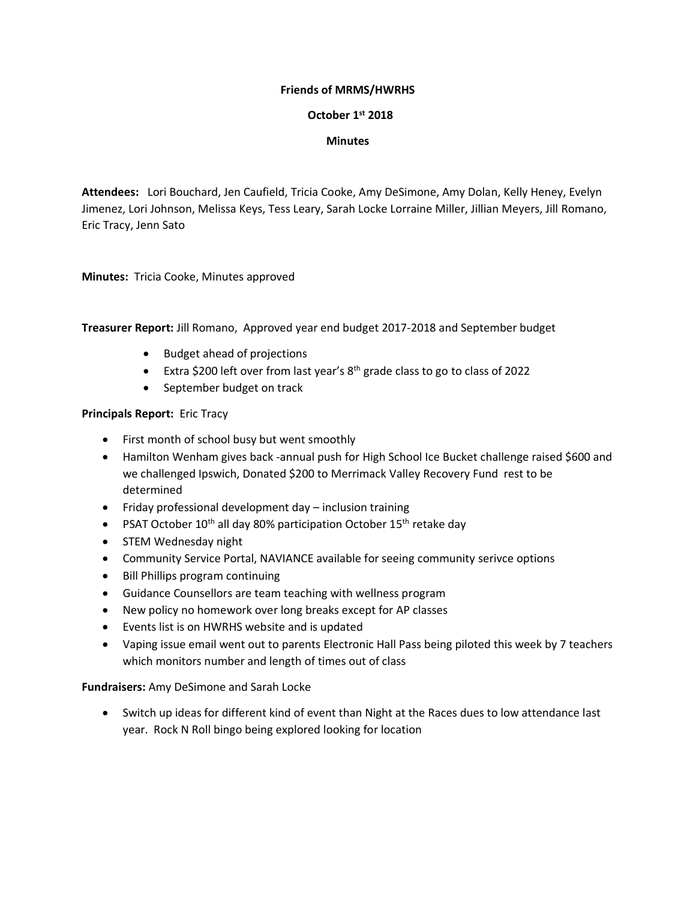**Friends of MRMS/HWRHS**

**October 1st 2018**

**Minutes**

**Attendees:** Lori Bouchard, Jen Caufield, Tricia Cooke, Amy DeSimone, Amy Dolan, Kelly Heney, Evelyn Jimenez, Lori Johnson, Melissa Keys, Tess Leary, Sarah Locke Lorraine Miller, Jillian Meyers, Jill Romano, Eric Tracy, Jenn Sato

**Minutes:** Tricia Cooke, Minutes approved

**Treasurer Report:** Jill Romano, Approved year end budget 2017-2018 and September budget

- Budget ahead of projections
- Extra $200 left over from last year's 8th grade class to go to class of 2022
- September budget on track

**Principals Report:** Eric Tracy

- First month of school busy but went smoothly
- Hamilton Wenham gives back -annual push for High School Ice Bucket challenge raised $600 and we challenged Ipswich, Donated $200 to Merrimack Valley Recovery Fund rest to be determined
- Friday professional development day – inclusion training
- PSAT October 10th all day 80% participation October 15th retake day
- STEM Wednesday night
- Community Service Portal, NAVIANCE available for seeing community serivce options
- Bill Phillips program continuing
- Guidance Counsellors are team teaching with wellness program
- New policy no homework over long breaks except for AP classes
- Events list is on HWRHS website and is updated
- Vaping issue email went out to parents Electronic Hall Pass being piloted this week by 7 teachers which monitors number and length of times out of class

**Fundraisers:** Amy DeSimone and Sarah Locke

- Switch up ideas for different kind of event than Night at the Races dues to low attendance last year. Rock N Roll bingo being explored looking for location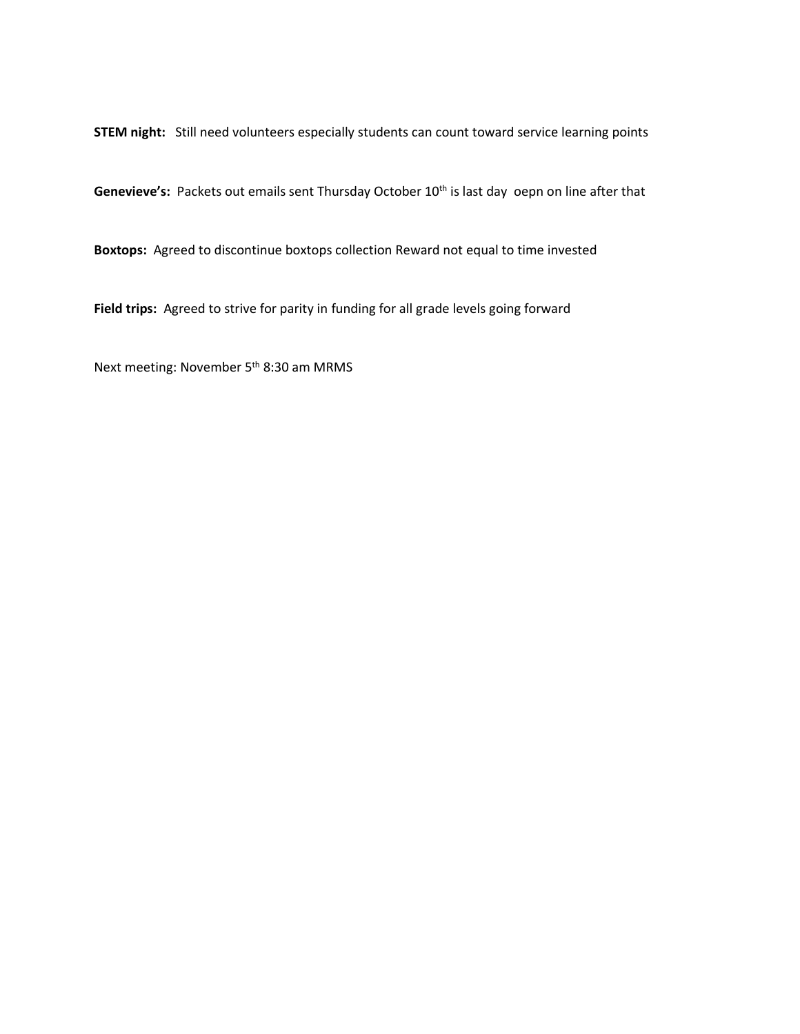**STEM night:** Still need volunteers especially students can count toward service learning points

**Genevieve's:** Packets out emails sent Thursday October 10th is last day oepn on line after that

**Boxtops:** Agreed to discontinue boxtops collection Reward not equal to time invested

**Field trips:** Agreed to strive for parity in funding for all grade levels going forward

Next meeting: November 5th 8:30 am MRMS